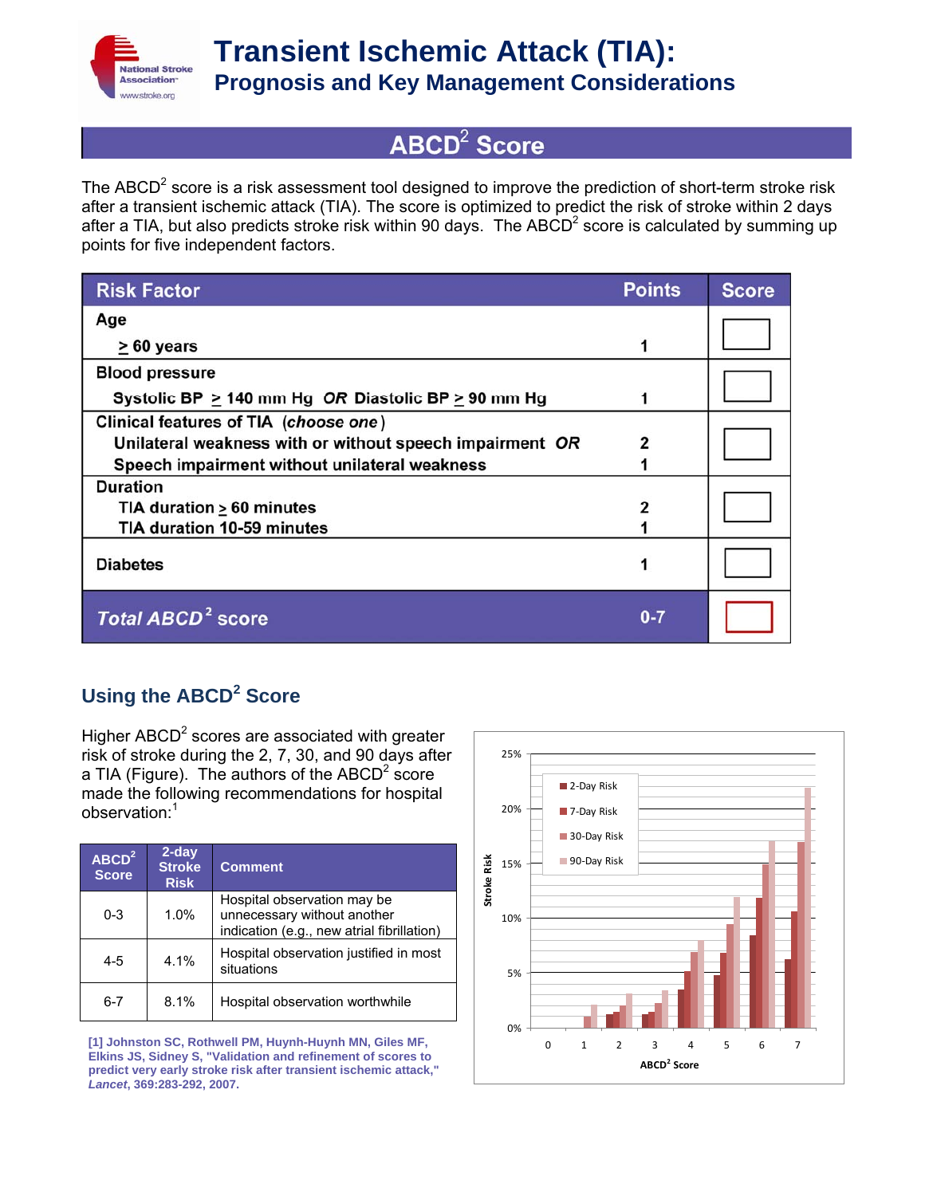# Transient Ischemic Attack (TIA):

## Prognosis and Key Management Considerations

## ABCD$^2$ Score

The ABCD$^2$ score is a risk assessment tool designed to improve the prediction of short-term stroke risk after a transient ischemic attack (TIA). The score is optimized to predict the risk of stroke within 2 days after a TIA, but also predicts stroke risk within 90 days. The ABCD$^2$ score is calculated by summing up points for five independent factors.

| Risk Factor | Points | Score |
|---|---|---|
| **Age** | | |
| ≥ 60 years | 1 | |
| **Blood pressure** | | |
| Systolic BP ≥ 140 mm Hg *OR* Diastolic BP ≥ 90 mm Hg | 1 | |
| **Clinical features of TIA** (*choose one*) | | |
| Unilateral weakness with or without speech impairment *OR* | 2 | |
| Speech impairment without unilateral weakness | 1 | |
| **Duration** | | |
| TIA duration ≥ 60 minutes | 2 | |
| TIA duration 10-59 minutes | 1 | |
| **Diabetes** | 1 | |
| ***Total ABCD$^2$* score** | 0-7 | |

## Using the ABCD$^2$ Score

Higher ABCD$^2$ scores are associated with greater risk of stroke during the 2, 7, 30, and 90 days after a TIA (Figure). The authors of the ABCD$^2$ score made the following recommendations for hospital observation:[1]

| ABCD$^2$ Score | 2-day Stroke Risk | Comment |
|---|---|---|
| 0-3 | 1.0% | Hospital observation may be unnecessary without another indication (e.g., new atrial fibrillation) |
| 4-5 | 4.1% | Hospital observation justified in most situations |
| 6-7 | 8.1% | Hospital observation worthwhile |

[1] Johnston SC, Rothwell PM, Huynh-Huynh MN, Giles MF, Elkins JS, Sidney S, "Validation and refinement of scores to predict very early stroke risk after transient ischemic attack," *Lancet*, 369:283-292, 2007.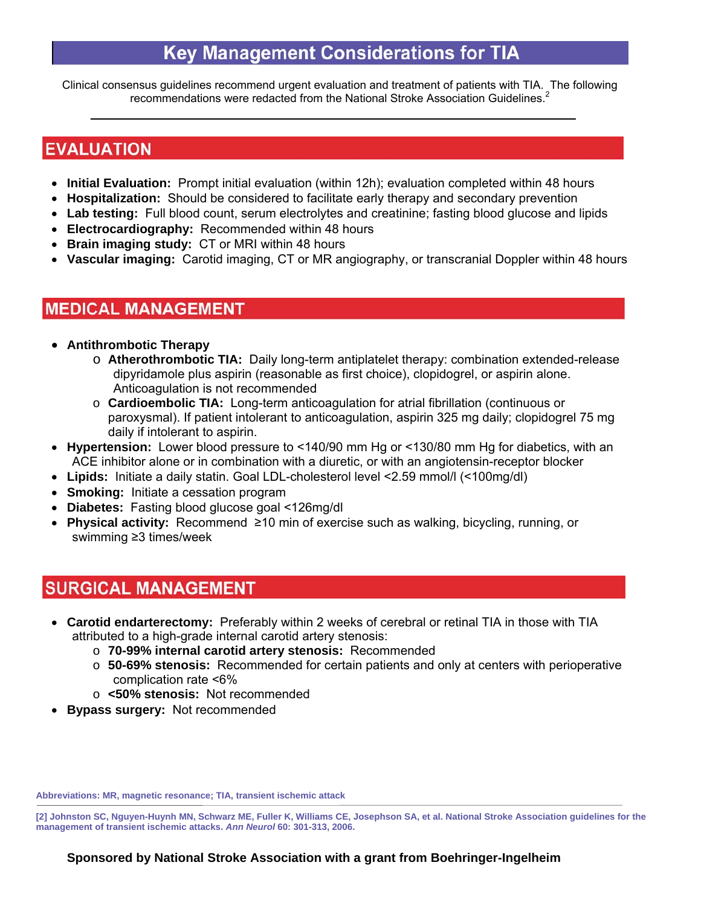# Key Management Considerations for TIA

Clinical consensus guidelines recommend urgent evaluation and treatment of patients with TIA. The following recommendations were redacted from the National Stroke Association Guidelines.[2]

---

## EVALUATION

- **Initial Evaluation:** Prompt initial evaluation (within 12h); evaluation completed within 48 hours
- **Hospitalization:** Should be considered to facilitate early therapy and secondary prevention
- **Lab testing:** Full blood count, serum electrolytes and creatinine; fasting blood glucose and lipids
- **Electrocardiography:** Recommended within 48 hours
- **Brain imaging study:** CT or MRI within 48 hours
- **Vascular imaging:** Carotid imaging, CT or MR angiography, or transcranial Doppler within 48 hours

## MEDICAL MANAGEMENT

- **Antithrombotic Therapy**
  - **Atherothrombotic TIA:** Daily long-term antiplatelet therapy: combination extended-release dipyridamole plus aspirin (reasonable as first choice), clopidogrel, or aspirin alone. Anticoagulation is not recommended
  - **Cardioembolic TIA:** Long-term anticoagulation for atrial fibrillation (continuous or paroxysmal). If patient intolerant to anticoagulation, aspirin 325 mg daily; clopidogrel 75 mg daily if intolerant to aspirin.
- **Hypertension:** Lower blood pressure to <140/90 mm Hg or <130/80 mm Hg for diabetics, with an ACE inhibitor alone or in combination with a diuretic, or with an angiotensin-receptor blocker
- **Lipids:** Initiate a daily statin. Goal LDL-cholesterol level <2.59 mmol/l (<100mg/dl)
- **Smoking:** Initiate a cessation program
- **Diabetes:** Fasting blood glucose goal <126mg/dl
- **Physical activity:** Recommend ≥10 min of exercise such as walking, bicycling, running, or swimming ≥3 times/week

## SURGICAL MANAGEMENT

- **Carotid endarterectomy:** Preferably within 2 weeks of cerebral or retinal TIA in those with TIA attributed to a high-grade internal carotid artery stenosis:
  - **70-99% internal carotid artery stenosis:** Recommended
  - **50-69% stenosis:** Recommended for certain patients and only at centers with perioperative complication rate <6%
  - **<50% stenosis:** Not recommended
- **Bypass surgery:** Not recommended

Abbreviations: MR, magnetic resonance; TIA, transient ischemic attack

[2] Johnston SC, Nguyen-Huynh MN, Schwarz ME, Fuller K, Williams CE, Josephson SA, et al. National Stroke Association guidelines for the management of transient ischemic attacks. *Ann Neurol* 60: 301-313, 2006.

**Sponsored by National Stroke Association with a grant from Boehringer-Ingelheim**